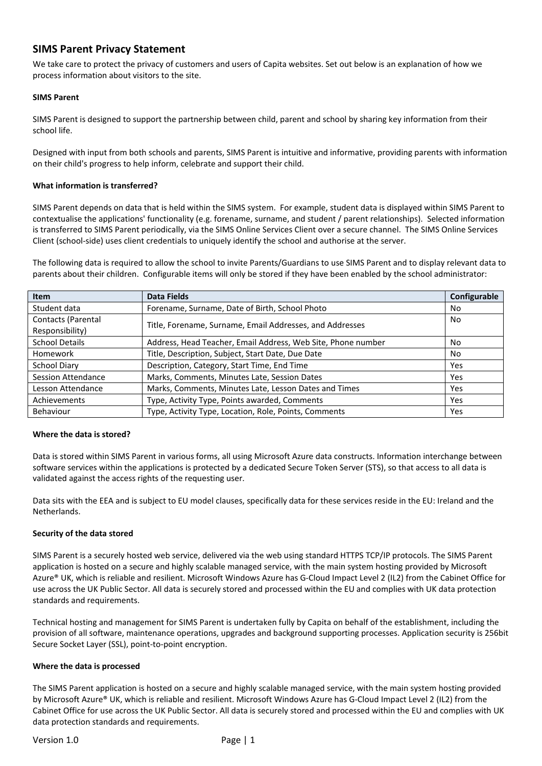# SIMS Parent Privacy Statement

We take care to protect the privacy of customers and users of Capita websites. Set out below is an explanation of how we process information about visitors to the site.

**SIMS Parent**

SIMS Parent is designed to support the partnership between child, parent and school by sharing key information from their school life.

Designed with input from both schools and parents, SIMS Parent is intuitive and informative, providing parents with information on their child's progress to help inform, celebrate and support their child.

**What information is transferred?**

SIMS Parent depends on data that is held within the SIMS system. For example, student data is displayed within SIMS Parent to contextualise the applications' functionality (e.g. forename, surname, and student / parent relationships). Selected information is transferred to SIMS Parent periodically, via the SIMS Online Services Client over a secure channel. The SIMS Online Services Client (school-side) uses client credentials to uniquely identify the school and authorise at the server.

The following data is required to allow the school to invite Parents/Guardians to use SIMS Parent and to display relevant data to parents about their children. Configurable items will only be stored if they have been enabled by the school administrator:

| Item | Data Fields | Configurable |
|---|---|---|
| Student data | Forename, Surname, Date of Birth, School Photo | No |
| Contacts (Parental Responsibility) | Title, Forename, Surname, Email Addresses, and Addresses | No |
| School Details | Address, Head Teacher, Email Address, Web Site, Phone number | No |
| Homework | Title, Description, Subject, Start Date, Due Date | No |
| School Diary | Description, Category, Start Time, End Time | Yes |
| Session Attendance | Marks, Comments, Minutes Late, Session Dates | Yes |
| Lesson Attendance | Marks, Comments, Minutes Late, Lesson Dates and Times | Yes |
| Achievements | Type, Activity Type, Points awarded, Comments | Yes |
| Behaviour | Type, Activity Type, Location, Role, Points, Comments | Yes |

**Where the data is stored?**

Data is stored within SIMS Parent in various forms, all using Microsoft Azure data constructs. Information interchange between software services within the applications is protected by a dedicated Secure Token Server (STS), so that access to all data is validated against the access rights of the requesting user.

Data sits with the EEA and is subject to EU model clauses, specifically data for these services reside in the EU: Ireland and the Netherlands.

**Security of the data stored**

SIMS Parent is a securely hosted web service, delivered via the web using standard HTTPS TCP/IP protocols. The SIMS Parent application is hosted on a secure and highly scalable managed service, with the main system hosting provided by Microsoft Azure® UK, which is reliable and resilient. Microsoft Windows Azure has G-Cloud Impact Level 2 (IL2) from the Cabinet Office for use across the UK Public Sector. All data is securely stored and processed within the EU and complies with UK data protection standards and requirements.

Technical hosting and management for SIMS Parent is undertaken fully by Capita on behalf of the establishment, including the provision of all software, maintenance operations, upgrades and background supporting processes. Application security is 256bit Secure Socket Layer (SSL), point-to-point encryption.

**Where the data is processed**

The SIMS Parent application is hosted on a secure and highly scalable managed service, with the main system hosting provided by Microsoft Azure® UK, which is reliable and resilient. Microsoft Windows Azure has G-Cloud Impact Level 2 (IL2) from the Cabinet Office for use across the UK Public Sector. All data is securely stored and processed within the EU and complies with UK data protection standards and requirements.

Version 1.0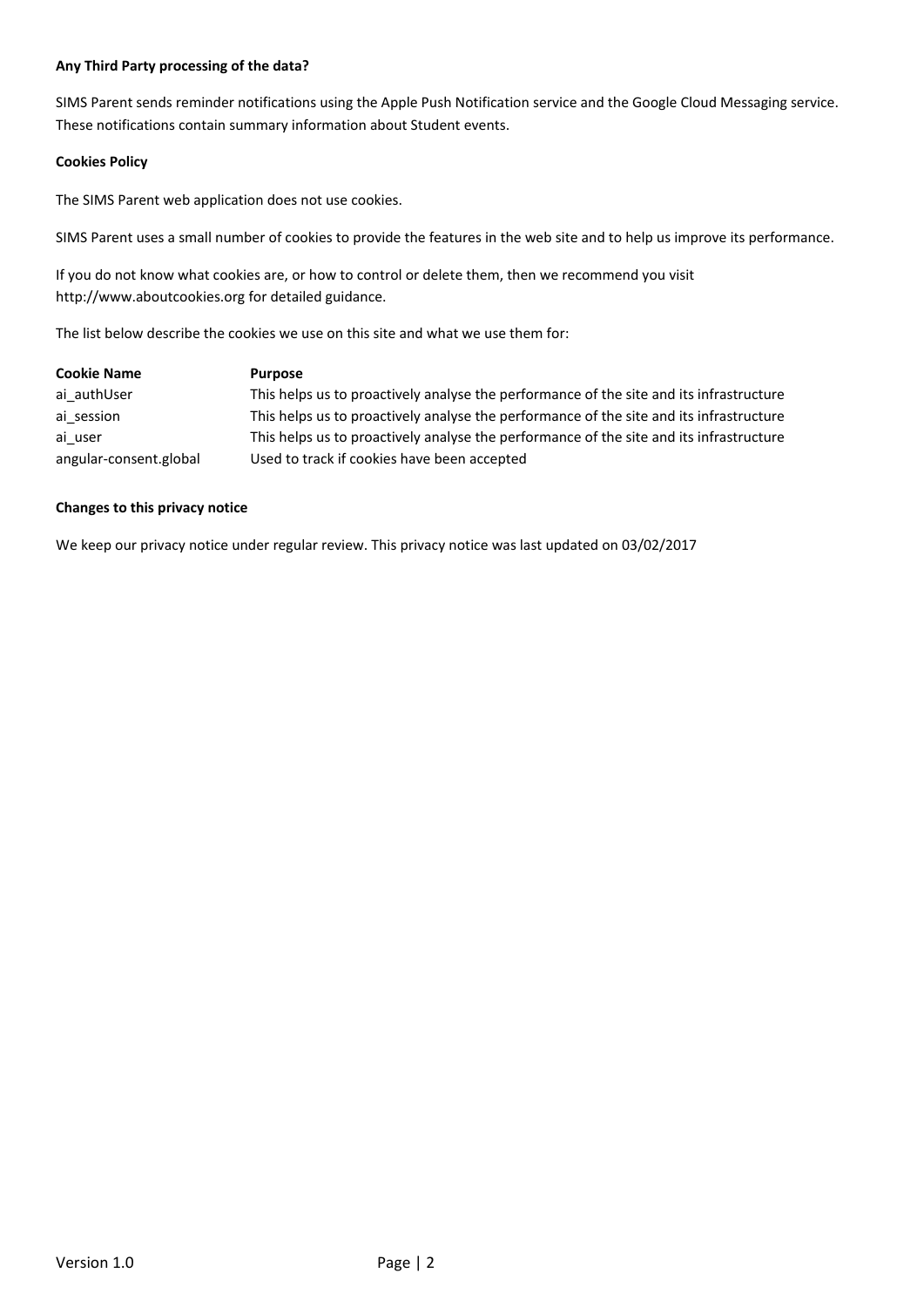**Any Third Party processing of the data?**

SIMS Parent sends reminder notifications using the Apple Push Notification service and the Google Cloud Messaging service. These notifications contain summary information about Student events.

**Cookies Policy**

The SIMS Parent web application does not use cookies.

SIMS Parent uses a small number of cookies to provide the features in the web site and to help us improve its performance.

If you do not know what cookies are, or how to control or delete them, then we recommend you visit http://www.aboutcookies.org for detailed guidance.

The list below describe the cookies we use on this site and what we use them for:

| Cookie Name | Purpose |
|---|---|
| ai_authUser | This helps us to proactively analyse the performance of the site and its infrastructure |
| ai_session | This helps us to proactively analyse the performance of the site and its infrastructure |
| ai_user | This helps us to proactively analyse the performance of the site and its infrastructure |
| angular-consent.global | Used to track if cookies have been accepted |

**Changes to this privacy notice**

We keep our privacy notice under regular review. This privacy notice was last updated on 03/02/2017